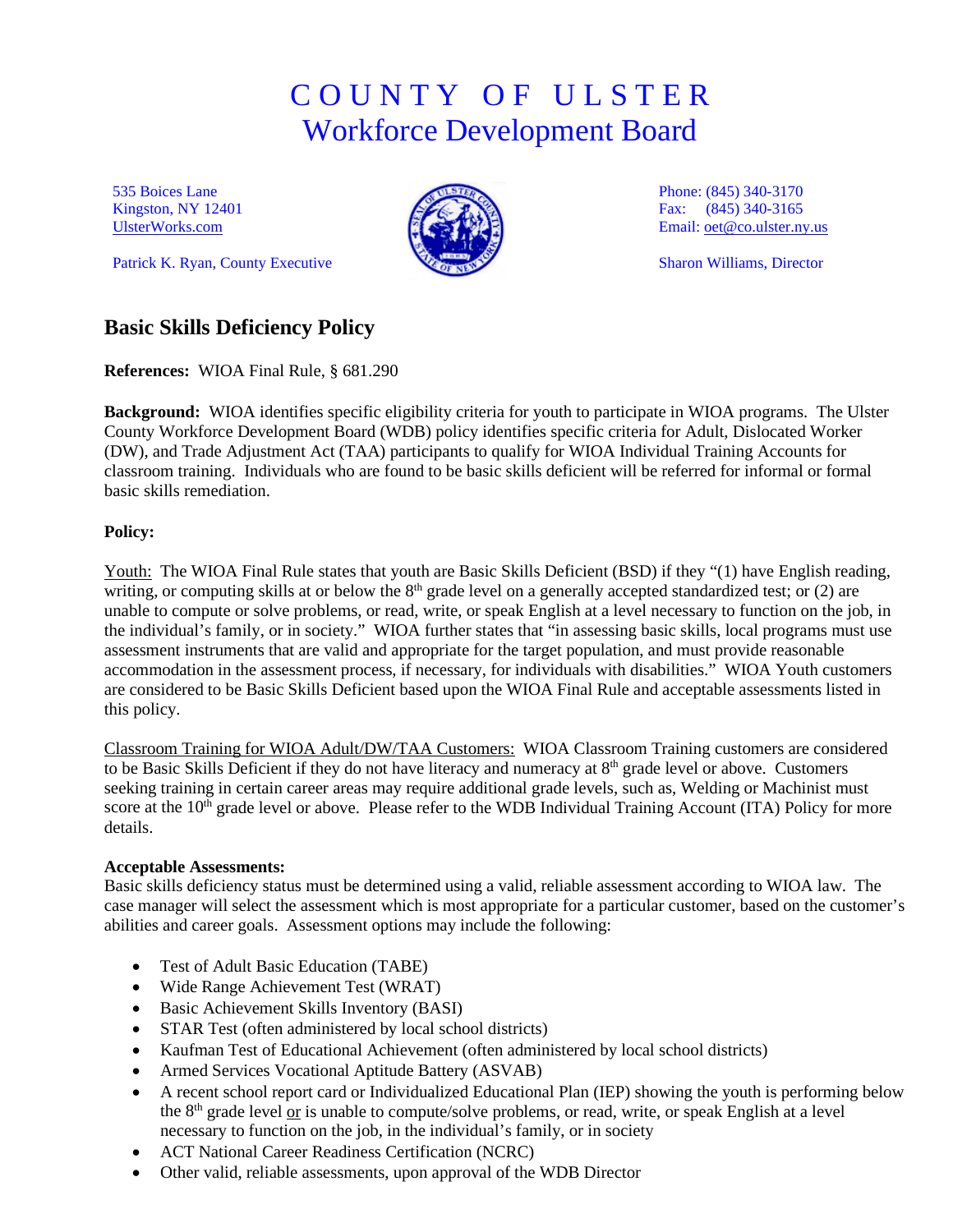# COUNTY OF ULSTER
## Workforce Development Board

535 Boices Lane
Kingston, NY 12401
UlsterWorks.com

Patrick K. Ryan, County Executive

Phone: (845) 340-3170
Fax: (845) 340-3165
Email: oet@co.ulster.ny.us

Sharon Williams, Director

## Basic Skills Deficiency Policy

**References:** WIOA Final Rule, § 681.290

**Background:** WIOA identifies specific eligibility criteria for youth to participate in WIOA programs. The Ulster County Workforce Development Board (WDB) policy identifies specific criteria for Adult, Dislocated Worker (DW), and Trade Adjustment Act (TAA) participants to qualify for WIOA Individual Training Accounts for classroom training. Individuals who are found to be basic skills deficient will be referred for informal or formal basic skills remediation.

**Policy:**

Youth: The WIOA Final Rule states that youth are Basic Skills Deficient (BSD) if they "(1) have English reading, writing, or computing skills at or below the 8th grade level on a generally accepted standardized test; or (2) are unable to compute or solve problems, or read, write, or speak English at a level necessary to function on the job, in the individual's family, or in society." WIOA further states that "in assessing basic skills, local programs must use assessment instruments that are valid and appropriate for the target population, and must provide reasonable accommodation in the assessment process, if necessary, for individuals with disabilities." WIOA Youth customers are considered to be Basic Skills Deficient based upon the WIOA Final Rule and acceptable assessments listed in this policy.

Classroom Training for WIOA Adult/DW/TAA Customers: WIOA Classroom Training customers are considered to be Basic Skills Deficient if they do not have literacy and numeracy at 8th grade level or above. Customers seeking training in certain career areas may require additional grade levels, such as, Welding or Machinist must score at the 10th grade level or above. Please refer to the WDB Individual Training Account (ITA) Policy for more details.

**Acceptable Assessments:**
Basic skills deficiency status must be determined using a valid, reliable assessment according to WIOA law. The case manager will select the assessment which is most appropriate for a particular customer, based on the customer's abilities and career goals. Assessment options may include the following:

- Test of Adult Basic Education (TABE)
- Wide Range Achievement Test (WRAT)
- Basic Achievement Skills Inventory (BASI)
- STAR Test (often administered by local school districts)
- Kaufman Test of Educational Achievement (often administered by local school districts)
- Armed Services Vocational Aptitude Battery (ASVAB)
- A recent school report card or Individualized Educational Plan (IEP) showing the youth is performing below the 8th grade level or is unable to compute/solve problems, or read, write, or speak English at a level necessary to function on the job, in the individual's family, or in society
- ACT National Career Readiness Certification (NCRC)
- Other valid, reliable assessments, upon approval of the WDB Director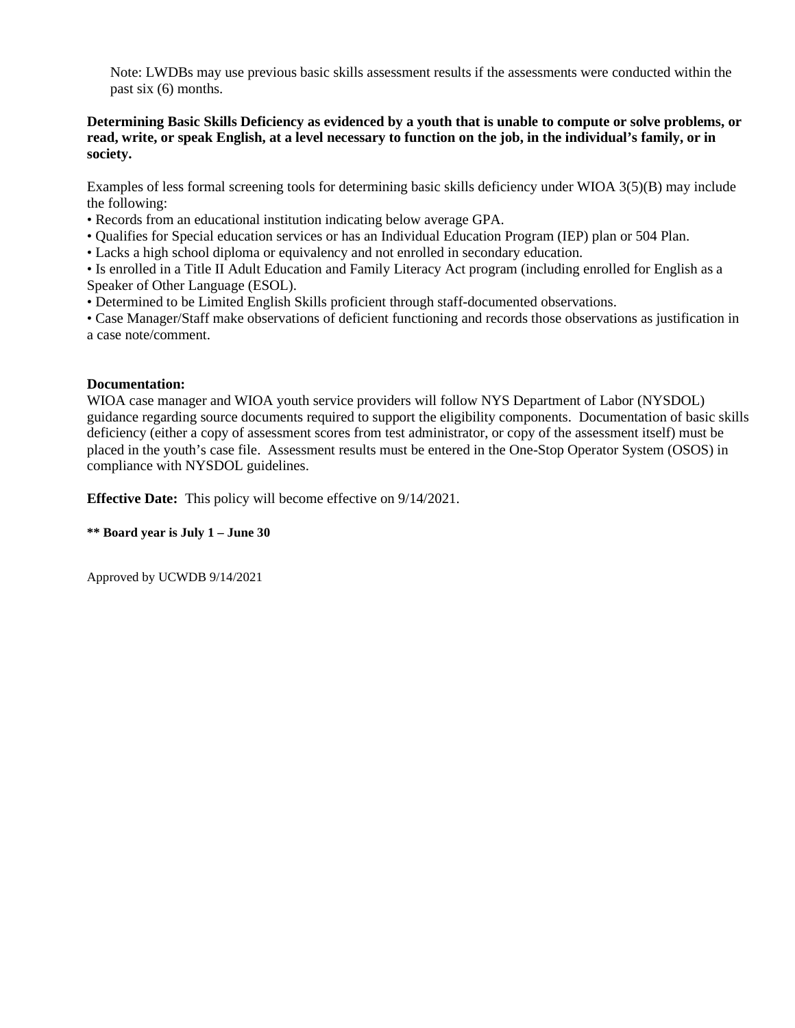Note: LWDBs may use previous basic skills assessment results if the assessments were conducted within the past six (6) months.

**Determining Basic Skills Deficiency as evidenced by a youth that is unable to compute or solve problems, or read, write, or speak English, at a level necessary to function on the job, in the individual's family, or in society.**

Examples of less formal screening tools for determining basic skills deficiency under WIOA 3(5)(B) may include the following:

- Records from an educational institution indicating below average GPA.
- Qualifies for Special education services or has an Individual Education Program (IEP) plan or 504 Plan.
- Lacks a high school diploma or equivalency and not enrolled in secondary education.
- Is enrolled in a Title II Adult Education and Family Literacy Act program (including enrolled for English as a Speaker of Other Language (ESOL).
- Determined to be Limited English Skills proficient through staff-documented observations.
- Case Manager/Staff make observations of deficient functioning and records those observations as justification in a case note/comment.

**Documentation:**
WIOA case manager and WIOA youth service providers will follow NYS Department of Labor (NYSDOL) guidance regarding source documents required to support the eligibility components. Documentation of basic skills deficiency (either a copy of assessment scores from test administrator, or copy of the assessment itself) must be placed in the youth's case file. Assessment results must be entered in the One-Stop Operator System (OSOS) in compliance with NYSDOL guidelines.

**Effective Date:** This policy will become effective on 9/14/2021.

**\*\* Board year is July 1 – June 30**

Approved by UCWDB 9/14/2021